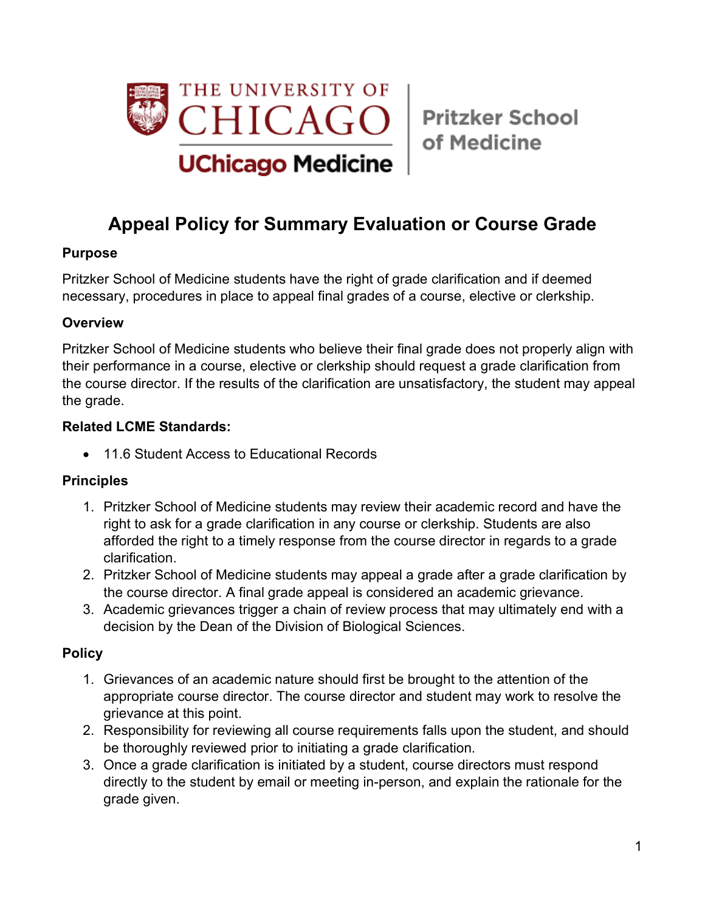The University of Chicago | UChicago Medicine | Pritzker School of Medicine

# Appeal Policy for Summary Evaluation or Course Grade

**Purpose**

Pritzker School of Medicine students have the right of grade clarification and if deemed necessary, procedures in place to appeal final grades of a course, elective or clerkship.

**Overview**

Pritzker School of Medicine students who believe their final grade does not properly align with their performance in a course, elective or clerkship should request a grade clarification from the course director. If the results of the clarification are unsatisfactory, the student may appeal the grade.

**Related LCME Standards:**

- 11.6 Student Access to Educational Records

**Principles**

1. Pritzker School of Medicine students may review their academic record and have the right to ask for a grade clarification in any course or clerkship. Students are also afforded the right to a timely response from the course director in regards to a grade clarification.
2. Pritzker School of Medicine students may appeal a grade after a grade clarification by the course director. A final grade appeal is considered an academic grievance.
3. Academic grievances trigger a chain of review process that may ultimately end with a decision by the Dean of the Division of Biological Sciences.

**Policy**

1. Grievances of an academic nature should first be brought to the attention of the appropriate course director. The course director and student may work to resolve the grievance at this point.
2. Responsibility for reviewing all course requirements falls upon the student, and should be thoroughly reviewed prior to initiating a grade clarification.
3. Once a grade clarification is initiated by a student, course directors must respond directly to the student by email or meeting in-person, and explain the rationale for the grade given.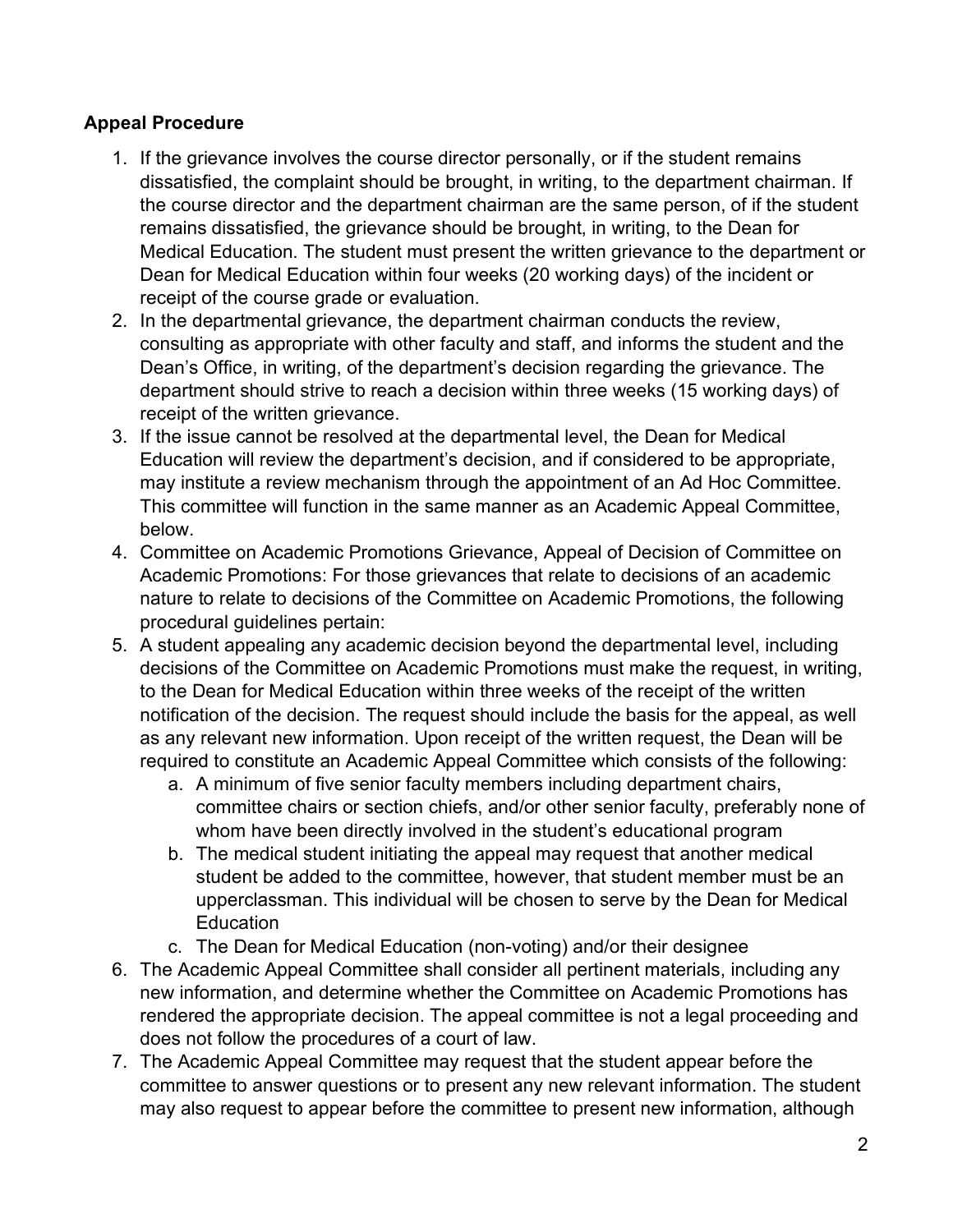**Appeal Procedure**

1. If the grievance involves the course director personally, or if the student remains dissatisfied, the complaint should be brought, in writing, to the department chairman. If the course director and the department chairman are the same person, of if the student remains dissatisfied, the grievance should be brought, in writing, to the Dean for Medical Education. The student must present the written grievance to the department or Dean for Medical Education within four weeks (20 working days) of the incident or receipt of the course grade or evaluation.
2. In the departmental grievance, the department chairman conducts the review, consulting as appropriate with other faculty and staff, and informs the student and the Dean's Office, in writing, of the department's decision regarding the grievance. The department should strive to reach a decision within three weeks (15 working days) of receipt of the written grievance.
3. If the issue cannot be resolved at the departmental level, the Dean for Medical Education will review the department's decision, and if considered to be appropriate, may institute a review mechanism through the appointment of an Ad Hoc Committee. This committee will function in the same manner as an Academic Appeal Committee, below.
4. Committee on Academic Promotions Grievance, Appeal of Decision of Committee on Academic Promotions: For those grievances that relate to decisions of an academic nature to relate to decisions of the Committee on Academic Promotions, the following procedural guidelines pertain:
5. A student appealing any academic decision beyond the departmental level, including decisions of the Committee on Academic Promotions must make the request, in writing, to the Dean for Medical Education within three weeks of the receipt of the written notification of the decision. The request should include the basis for the appeal, as well as any relevant new information. Upon receipt of the written request, the Dean will be required to constitute an Academic Appeal Committee which consists of the following:
    a. A minimum of five senior faculty members including department chairs, committee chairs or section chiefs, and/or other senior faculty, preferably none of whom have been directly involved in the student's educational program
    b. The medical student initiating the appeal may request that another medical student be added to the committee, however, that student member must be an upperclassman. This individual will be chosen to serve by the Dean for Medical Education
    c. The Dean for Medical Education (non-voting) and/or their designee
6. The Academic Appeal Committee shall consider all pertinent materials, including any new information, and determine whether the Committee on Academic Promotions has rendered the appropriate decision. The appeal committee is not a legal proceeding and does not follow the procedures of a court of law.
7. The Academic Appeal Committee may request that the student appear before the committee to answer questions or to present any new relevant information. The student may also request to appear before the committee to present new information, although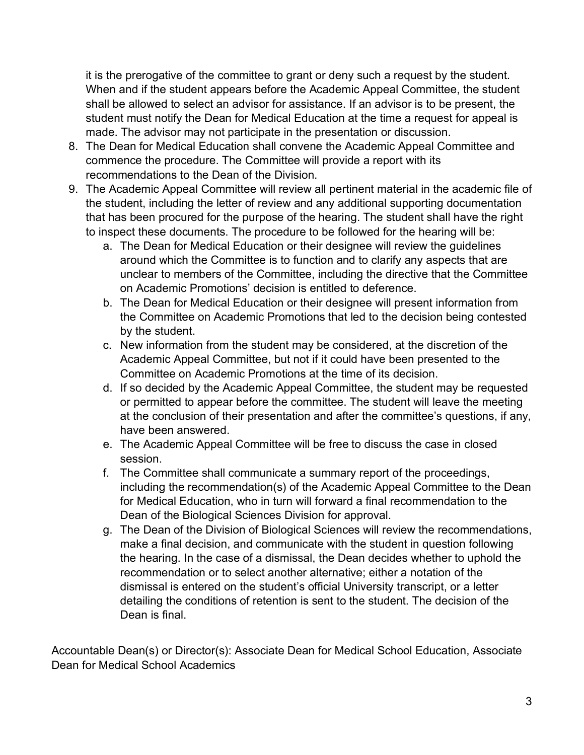it is the prerogative of the committee to grant or deny such a request by the student. When and if the student appears before the Academic Appeal Committee, the student shall be allowed to select an advisor for assistance. If an advisor is to be present, the student must notify the Dean for Medical Education at the time a request for appeal is made. The advisor may not participate in the presentation or discussion.

8. The Dean for Medical Education shall convene the Academic Appeal Committee and commence the procedure. The Committee will provide a report with its recommendations to the Dean of the Division.
9. The Academic Appeal Committee will review all pertinent material in the academic file of the student, including the letter of review and any additional supporting documentation that has been procured for the purpose of the hearing. The student shall have the right to inspect these documents. The procedure to be followed for the hearing will be:
   a. The Dean for Medical Education or their designee will review the guidelines around which the Committee is to function and to clarify any aspects that are unclear to members of the Committee, including the directive that the Committee on Academic Promotions' decision is entitled to deference.
   b. The Dean for Medical Education or their designee will present information from the Committee on Academic Promotions that led to the decision being contested by the student.
   c. New information from the student may be considered, at the discretion of the Academic Appeal Committee, but not if it could have been presented to the Committee on Academic Promotions at the time of its decision.
   d. If so decided by the Academic Appeal Committee, the student may be requested or permitted to appear before the committee. The student will leave the meeting at the conclusion of their presentation and after the committee's questions, if any, have been answered.
   e. The Academic Appeal Committee will be free to discuss the case in closed session.
   f. The Committee shall communicate a summary report of the proceedings, including the recommendation(s) of the Academic Appeal Committee to the Dean for Medical Education, who in turn will forward a final recommendation to the Dean of the Biological Sciences Division for approval.
   g. The Dean of the Division of Biological Sciences will review the recommendations, make a final decision, and communicate with the student in question following the hearing. In the case of a dismissal, the Dean decides whether to uphold the recommendation or to select another alternative; either a notation of the dismissal is entered on the student's official University transcript, or a letter detailing the conditions of retention is sent to the student. The decision of the Dean is final.

Accountable Dean(s) or Director(s): Associate Dean for Medical School Education, Associate Dean for Medical School Academics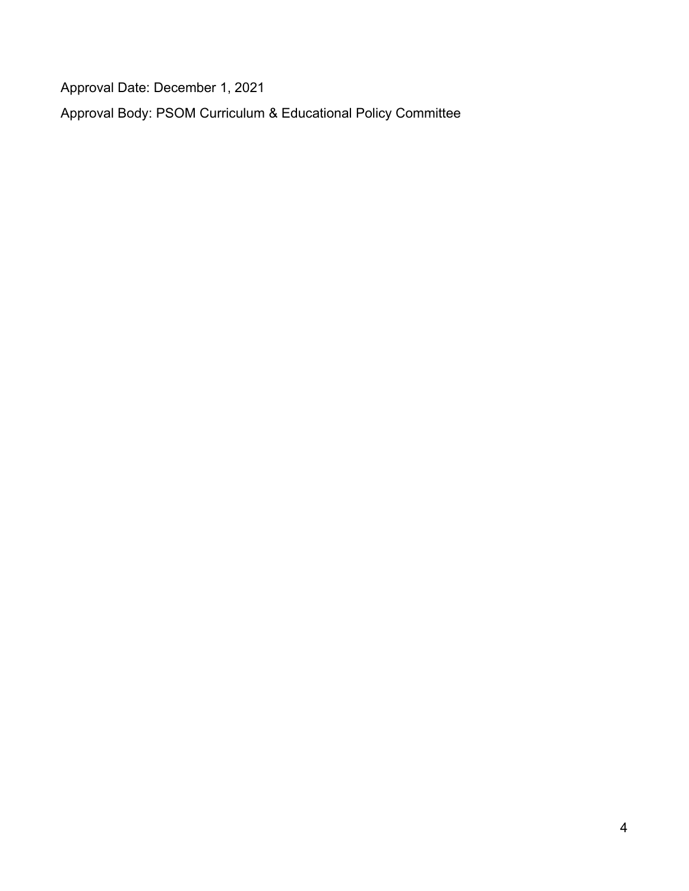Approval Date: December 1, 2021

Approval Body: PSOM Curriculum & Educational Policy Committee